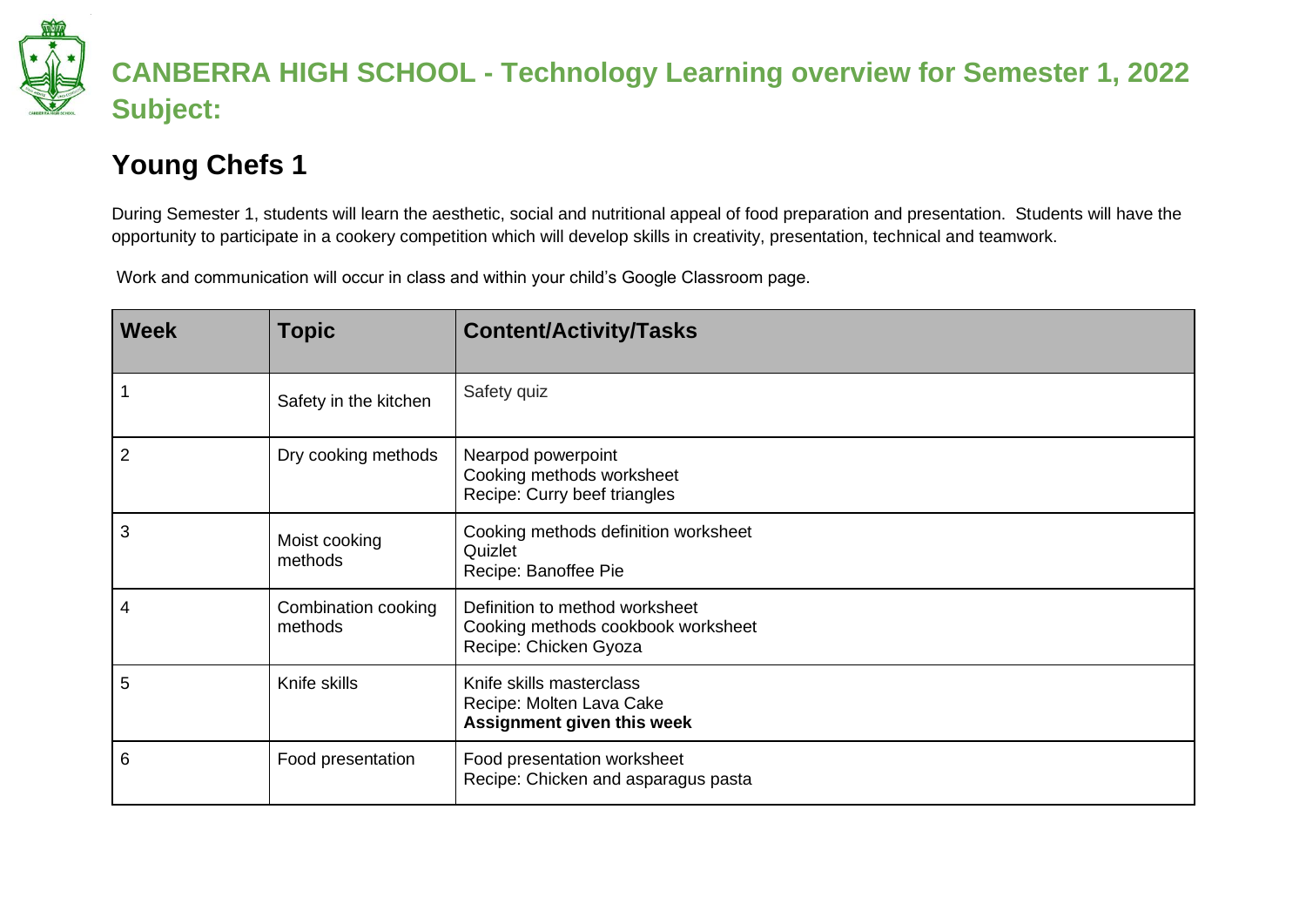# CANBERRA HIGH SCHOOL - Technology Learning overview for Semester 1, 2022
# Subject:

## Young Chefs 1

During Semester 1, students will learn the aesthetic, social and nutritional appeal of food preparation and presentation. Students will have the opportunity to participate in a cookery competition which will develop skills in creativity, presentation, technical and teamwork.

Work and communication will occur in class and within your child's Google Classroom page.

| Week | Topic | Content/Activity/Tasks |
|---|---|---|
| 1 | Safety in the kitchen | Safety quiz |
| 2 | Dry cooking methods | Nearpod powerpoint<br>Cooking methods worksheet<br>Recipe: Curry beef triangles |
| 3 | Moist cooking methods | Cooking methods definition worksheet<br>Quizlet<br>Recipe: Banoffee Pie |
| 4 | Combination cooking methods | Definition to method worksheet<br>Cooking methods cookbook worksheet<br>Recipe: Chicken Gyoza |
| 5 | Knife skills | Knife skills masterclass<br>Recipe: Molten Lava Cake<br>**Assignment given this week** |
| 6 | Food presentation | Food presentation worksheet<br>Recipe: Chicken and asparagus pasta |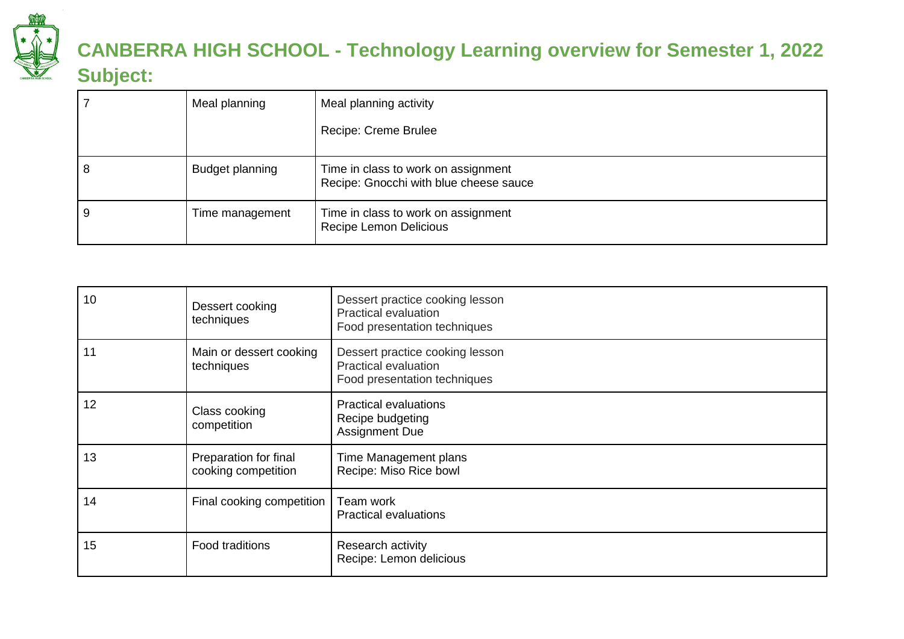# CANBERRA HIGH SCHOOL - Technology Learning overview for Semester 1, 2022

## Subject:

| | | |
|---|---|---|
| 7 | Meal planning | Meal planning activity<br><br>Recipe: Creme Brulee |
| 8 | Budget planning | Time in class to work on assignment<br>Recipe: Gnocchi with blue cheese sauce |
| 9 | Time management | Time in class to work on assignment<br>Recipe Lemon Delicious |

| | | |
|---|---|---|
| 10 | Dessert cooking techniques | Dessert practice cooking lesson<br>Practical evaluation<br>Food presentation techniques |
| 11 | Main or dessert cooking techniques | Dessert practice cooking lesson<br>Practical evaluation<br>Food presentation techniques |
| 12 | Class cooking competition | Practical evaluations<br>Recipe budgeting<br>Assignment Due |
| 13 | Preparation for final cooking competition | Time Management plans<br>Recipe: Miso Rice bowl |
| 14 | Final cooking competition | Team work<br>Practical evaluations |
| 15 | Food traditions | Research activity<br>Recipe: Lemon delicious |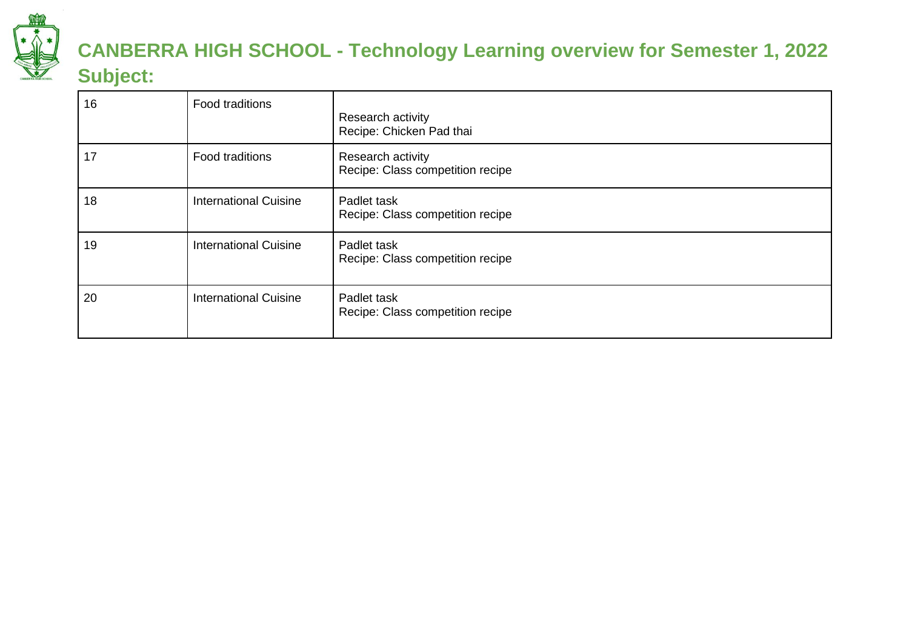# CANBERRA HIGH SCHOOL - Technology Learning overview for Semester 1, 2022

## Subject:

| | | |
|---|---|---|
| 16 | Food traditions | Research activity<br>Recipe: Chicken Pad thai |
| 17 | Food traditions | Research activity<br>Recipe: Class competition recipe |
| 18 | International Cuisine | Padlet task<br>Recipe: Class competition recipe |
| 19 | International Cuisine | Padlet task<br>Recipe: Class competition recipe |
| 20 | International Cuisine | Padlet task<br>Recipe: Class competition recipe |